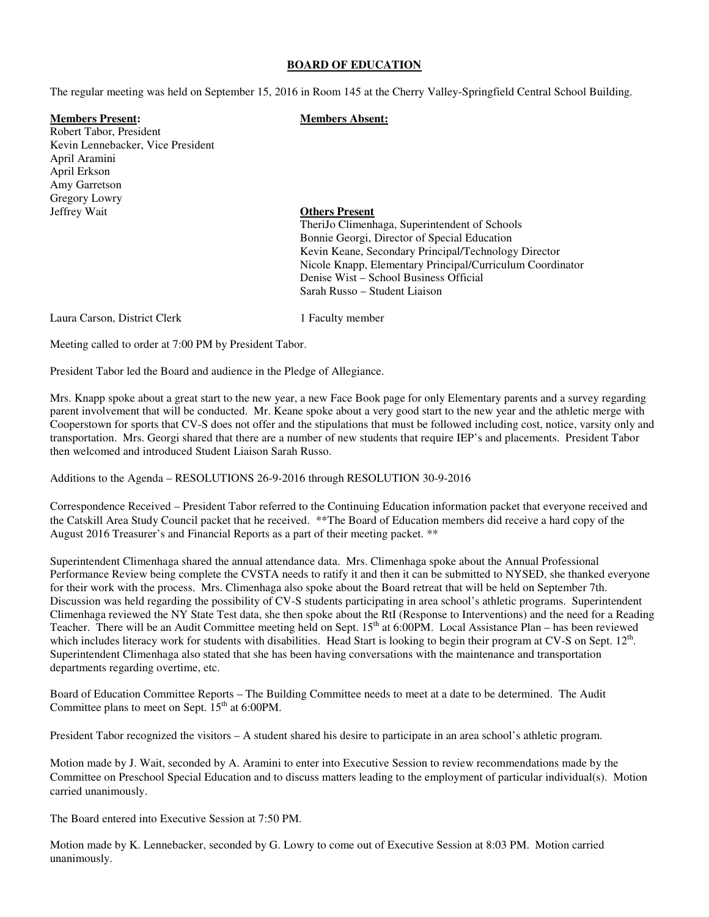# BOARD OF EDUCATION

The regular meeting was held on September 15, 2016 in Room 145 at the Cherry Valley-Springfield Central School Building.

**Members Present:**
Robert Tabor, President
Kevin Lennebacker, Vice President
April Aramini
April Erkson
Amy Garretson
Gregory Lowry
Jeffrey Wait

**Members Absent:**

**Others Present**
TheriJo Climenhaga, Superintendent of Schools
Bonnie Georgi, Director of Special Education
Kevin Keane, Secondary Principal/Technology Director
Nicole Knapp, Elementary Principal/Curriculum Coordinator
Denise Wist – School Business Official
Sarah Russo – Student Liaison

Laura Carson, District Clerk

1 Faculty member

Meeting called to order at 7:00 PM by President Tabor.

President Tabor led the Board and audience in the Pledge of Allegiance.

Mrs. Knapp spoke about a great start to the new year, a new Face Book page for only Elementary parents and a survey regarding parent involvement that will be conducted. Mr. Keane spoke about a very good start to the new year and the athletic merge with Cooperstown for sports that CV-S does not offer and the stipulations that must be followed including cost, notice, varsity only and transportation. Mrs. Georgi shared that there are a number of new students that require IEP's and placements. President Tabor then welcomed and introduced Student Liaison Sarah Russo.

Additions to the Agenda – RESOLUTIONS 26-9-2016 through RESOLUTION 30-9-2016

Correspondence Received – President Tabor referred to the Continuing Education information packet that everyone received and the Catskill Area Study Council packet that he received. **The Board of Education members did receive a hard copy of the August 2016 Treasurer's and Financial Reports as a part of their meeting packet.**

Superintendent Climenhaga shared the annual attendance data. Mrs. Climenhaga spoke about the Annual Professional Performance Review being complete the CVSTA needs to ratify it and then it can be submitted to NYSED, she thanked everyone for their work with the process. Mrs. Climenhaga also spoke about the Board retreat that will be held on September 7th. Discussion was held regarding the possibility of CV-S students participating in area school's athletic programs. Superintendent Climenhaga reviewed the NY State Test data, she then spoke about the RtI (Response to Interventions) and the need for a Reading Teacher. There will be an Audit Committee meeting held on Sept. 15th at 6:00PM. Local Assistance Plan – has been reviewed which includes literacy work for students with disabilities. Head Start is looking to begin their program at CV-S on Sept. 12th. Superintendent Climenhaga also stated that she has been having conversations with the maintenance and transportation departments regarding overtime, etc.

Board of Education Committee Reports – The Building Committee needs to meet at a date to be determined. The Audit Committee plans to meet on Sept. 15th at 6:00PM.

President Tabor recognized the visitors – A student shared his desire to participate in an area school's athletic program.

Motion made by J. Wait, seconded by A. Aramini to enter into Executive Session to review recommendations made by the Committee on Preschool Special Education and to discuss matters leading to the employment of particular individual(s). Motion carried unanimously.

The Board entered into Executive Session at 7:50 PM.

Motion made by K. Lennebacker, seconded by G. Lowry to come out of Executive Session at 8:03 PM. Motion carried unanimously.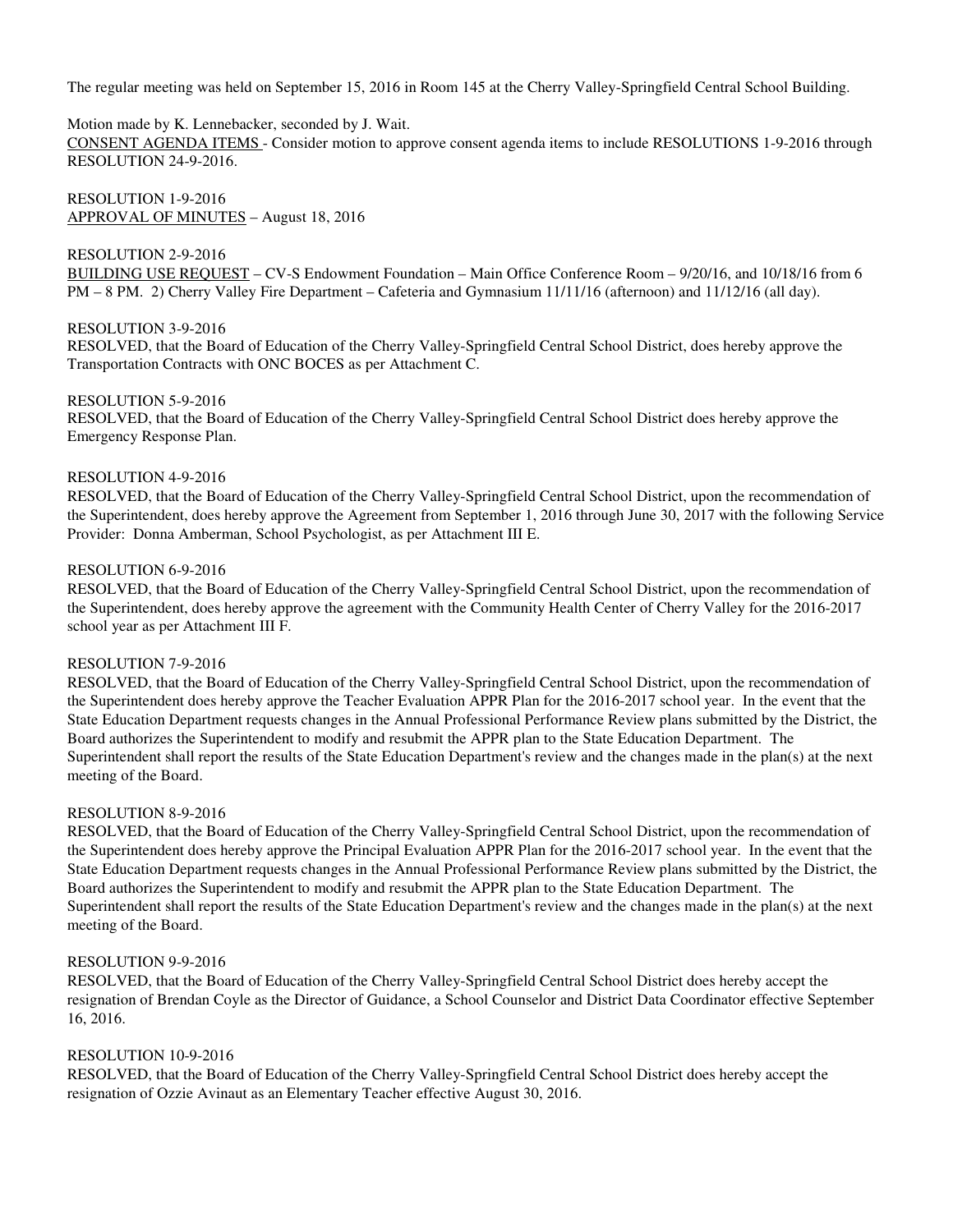The regular meeting was held on September 15, 2016 in Room 145 at the Cherry Valley-Springfield Central School Building.

Motion made by K. Lennebacker, seconded by J. Wait.
<u>CONSENT AGENDA ITEMS</u> - Consider motion to approve consent agenda items to include RESOLUTIONS 1-9-2016 through RESOLUTION 24-9-2016.

RESOLUTION 1-9-2016
<u>APPROVAL OF MINUTES</u> – August 18, 2016

RESOLUTION 2-9-2016
<u>BUILDING USE REQUEST</u> – CV-S Endowment Foundation – Main Office Conference Room – 9/20/16, and 10/18/16 from 6 PM – 8 PM. 2) Cherry Valley Fire Department – Cafeteria and Gymnasium 11/11/16 (afternoon) and 11/12/16 (all day).

RESOLUTION 3-9-2016
RESOLVED, that the Board of Education of the Cherry Valley-Springfield Central School District, does hereby approve the Transportation Contracts with ONC BOCES as per Attachment C.

RESOLUTION 5-9-2016
RESOLVED, that the Board of Education of the Cherry Valley-Springfield Central School District does hereby approve the Emergency Response Plan.

RESOLUTION 4-9-2016
RESOLVED, that the Board of Education of the Cherry Valley-Springfield Central School District, upon the recommendation of the Superintendent, does hereby approve the Agreement from September 1, 2016 through June 30, 2017 with the following Service Provider: Donna Amberman, School Psychologist, as per Attachment III E.

RESOLUTION 6-9-2016
RESOLVED, that the Board of Education of the Cherry Valley-Springfield Central School District, upon the recommendation of the Superintendent, does hereby approve the agreement with the Community Health Center of Cherry Valley for the 2016-2017 school year as per Attachment III F.

RESOLUTION 7-9-2016
RESOLVED, that the Board of Education of the Cherry Valley-Springfield Central School District, upon the recommendation of the Superintendent does hereby approve the Teacher Evaluation APPR Plan for the 2016-2017 school year. In the event that the State Education Department requests changes in the Annual Professional Performance Review plans submitted by the District, the Board authorizes the Superintendent to modify and resubmit the APPR plan to the State Education Department. The Superintendent shall report the results of the State Education Department's review and the changes made in the plan(s) at the next meeting of the Board.

RESOLUTION 8-9-2016
RESOLVED, that the Board of Education of the Cherry Valley-Springfield Central School District, upon the recommendation of the Superintendent does hereby approve the Principal Evaluation APPR Plan for the 2016-2017 school year. In the event that the State Education Department requests changes in the Annual Professional Performance Review plans submitted by the District, the Board authorizes the Superintendent to modify and resubmit the APPR plan to the State Education Department. The Superintendent shall report the results of the State Education Department's review and the changes made in the plan(s) at the next meeting of the Board.

RESOLUTION 9-9-2016
RESOLVED, that the Board of Education of the Cherry Valley-Springfield Central School District does hereby accept the resignation of Brendan Coyle as the Director of Guidance, a School Counselor and District Data Coordinator effective September 16, 2016.

RESOLUTION 10-9-2016
RESOLVED, that the Board of Education of the Cherry Valley-Springfield Central School District does hereby accept the resignation of Ozzie Avinaut as an Elementary Teacher effective August 30, 2016.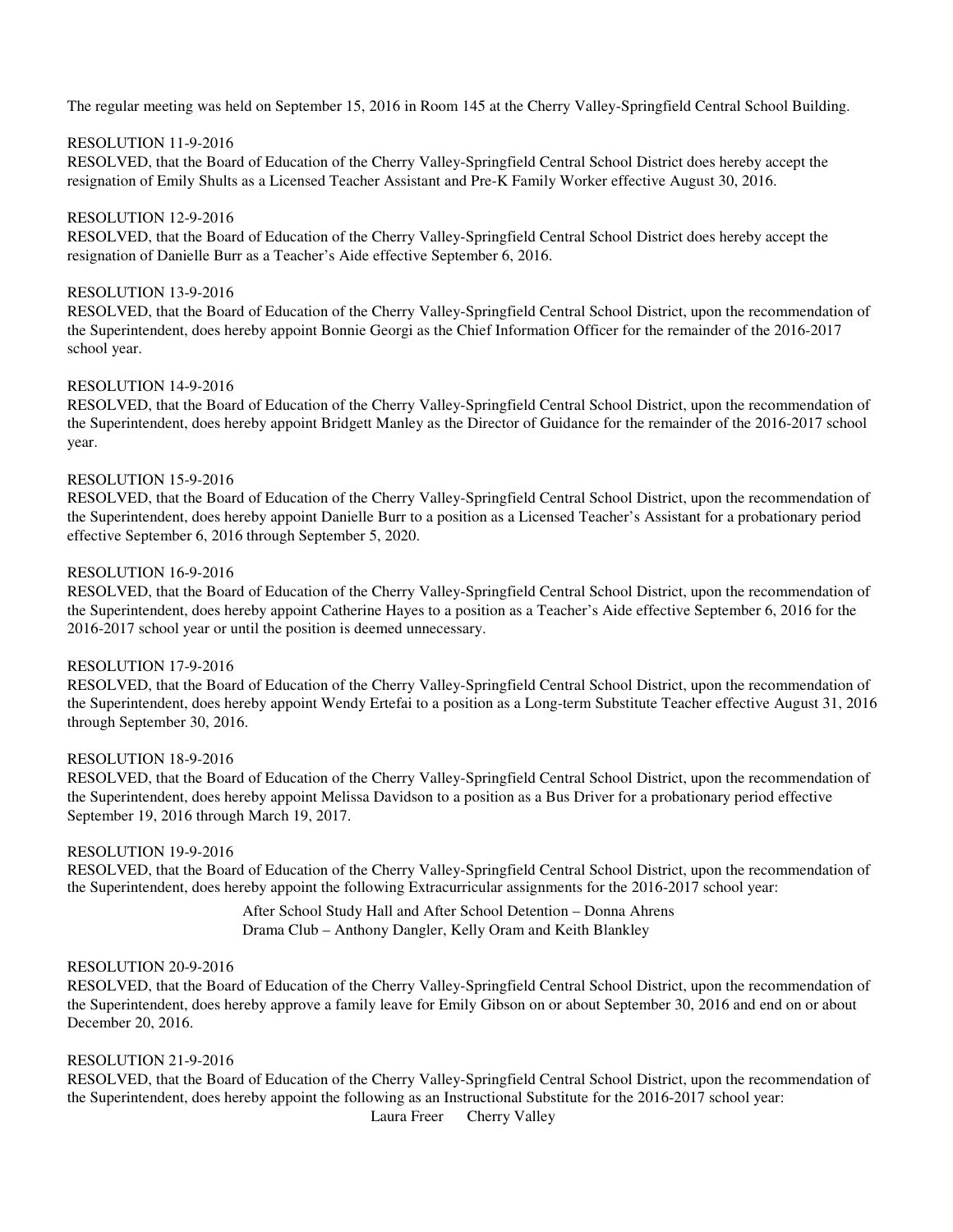The regular meeting was held on September 15, 2016 in Room 145 at the Cherry Valley-Springfield Central School Building.

RESOLUTION 11-9-2016
RESOLVED, that the Board of Education of the Cherry Valley-Springfield Central School District does hereby accept the resignation of Emily Shults as a Licensed Teacher Assistant and Pre-K Family Worker effective August 30, 2016.

RESOLUTION 12-9-2016
RESOLVED, that the Board of Education of the Cherry Valley-Springfield Central School District does hereby accept the resignation of Danielle Burr as a Teacher's Aide effective September 6, 2016.

RESOLUTION 13-9-2016
RESOLVED, that the Board of Education of the Cherry Valley-Springfield Central School District, upon the recommendation of the Superintendent, does hereby appoint Bonnie Georgi as the Chief Information Officer for the remainder of the 2016-2017 school year.

RESOLUTION 14-9-2016
RESOLVED, that the Board of Education of the Cherry Valley-Springfield Central School District, upon the recommendation of the Superintendent, does hereby appoint Bridgett Manley as the Director of Guidance for the remainder of the 2016-2017 school year.

RESOLUTION 15-9-2016
RESOLVED, that the Board of Education of the Cherry Valley-Springfield Central School District, upon the recommendation of the Superintendent, does hereby appoint Danielle Burr to a position as a Licensed Teacher's Assistant for a probationary period effective September 6, 2016 through September 5, 2020.

RESOLUTION 16-9-2016
RESOLVED, that the Board of Education of the Cherry Valley-Springfield Central School District, upon the recommendation of the Superintendent, does hereby appoint Catherine Hayes to a position as a Teacher's Aide effective September 6, 2016 for the 2016-2017 school year or until the position is deemed unnecessary.

RESOLUTION 17-9-2016
RESOLVED, that the Board of Education of the Cherry Valley-Springfield Central School District, upon the recommendation of the Superintendent, does hereby appoint Wendy Ertefai to a position as a Long-term Substitute Teacher effective August 31, 2016 through September 30, 2016.

RESOLUTION 18-9-2016
RESOLVED, that the Board of Education of the Cherry Valley-Springfield Central School District, upon the recommendation of the Superintendent, does hereby appoint Melissa Davidson to a position as a Bus Driver for a probationary period effective September 19, 2016 through March 19, 2017.

RESOLUTION 19-9-2016
RESOLVED, that the Board of Education of the Cherry Valley-Springfield Central School District, upon the recommendation of the Superintendent, does hereby appoint the following Extracurricular assignments for the 2016-2017 school year:

After School Study Hall and After School Detention – Donna Ahrens
Drama Club – Anthony Dangler, Kelly Oram and Keith Blankley

RESOLUTION 20-9-2016
RESOLVED, that the Board of Education of the Cherry Valley-Springfield Central School District, upon the recommendation of the Superintendent, does hereby approve a family leave for Emily Gibson on or about September 30, 2016 and end on or about December 20, 2016.

RESOLUTION 21-9-2016
RESOLVED, that the Board of Education of the Cherry Valley-Springfield Central School District, upon the recommendation of the Superintendent, does hereby appoint the following as an Instructional Substitute for the 2016-2017 school year:

Laura Freer Cherry Valley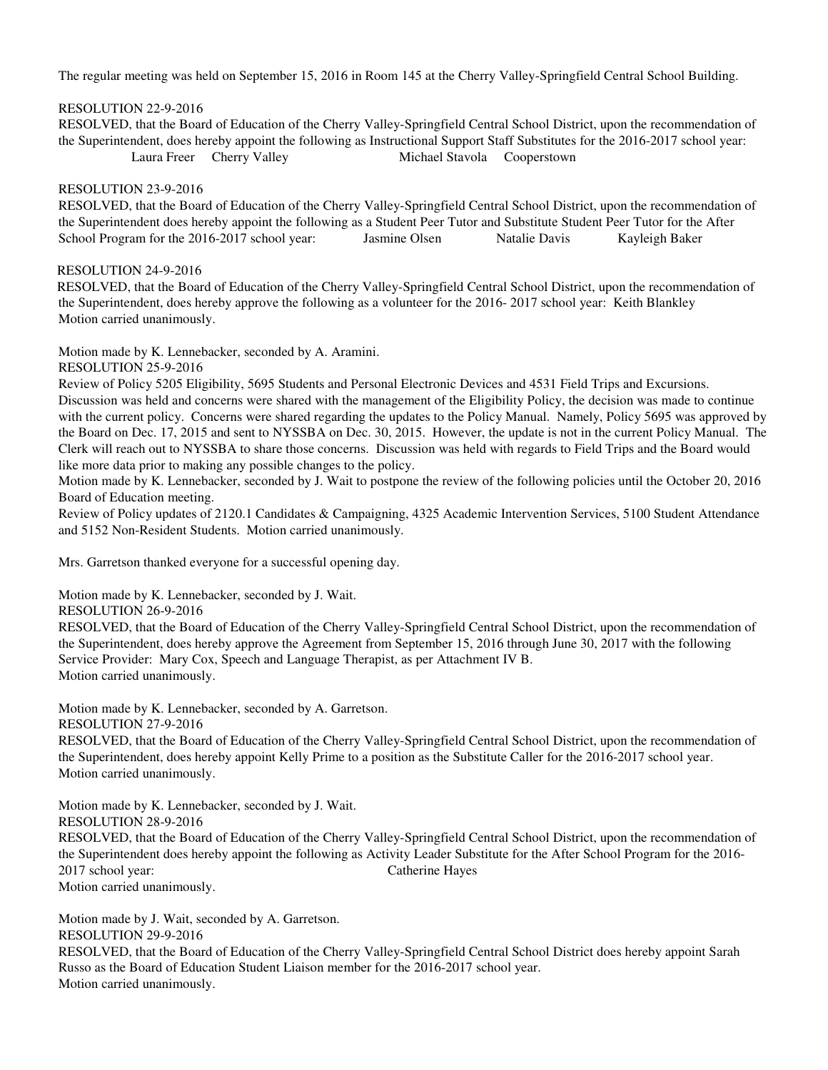The regular meeting was held on September 15, 2016 in Room 145 at the Cherry Valley-Springfield Central School Building.

RESOLUTION 22-9-2016
RESOLVED, that the Board of Education of the Cherry Valley-Springfield Central School District, upon the recommendation of the Superintendent, does hereby appoint the following as Instructional Support Staff Substitutes for the 2016-2017 school year:
Laura Freer Cherry Valley Michael Stavola Cooperstown

RESOLUTION 23-9-2016
RESOLVED, that the Board of Education of the Cherry Valley-Springfield Central School District, upon the recommendation of the Superintendent does hereby appoint the following as a Student Peer Tutor and Substitute Student Peer Tutor for the After School Program for the 2016-2017 school year: Jasmine Olsen Natalie Davis Kayleigh Baker

RESOLUTION 24-9-2016
RESOLVED, that the Board of Education of the Cherry Valley-Springfield Central School District, upon the recommendation of the Superintendent, does hereby approve the following as a volunteer for the 2016- 2017 school year: Keith Blankley
Motion carried unanimously.

Motion made by K. Lennebacker, seconded by A. Aramini.
RESOLUTION 25-9-2016
Review of Policy 5205 Eligibility, 5695 Students and Personal Electronic Devices and 4531 Field Trips and Excursions. Discussion was held and concerns were shared with the management of the Eligibility Policy, the decision was made to continue with the current policy. Concerns were shared regarding the updates to the Policy Manual. Namely, Policy 5695 was approved by the Board on Dec. 17, 2015 and sent to NYSSBA on Dec. 30, 2015. However, the update is not in the current Policy Manual. The Clerk will reach out to NYSSBA to share those concerns. Discussion was held with regards to Field Trips and the Board would like more data prior to making any possible changes to the policy.
Motion made by K. Lennebacker, seconded by J. Wait to postpone the review of the following policies until the October 20, 2016 Board of Education meeting.
Review of Policy updates of 2120.1 Candidates & Campaigning, 4325 Academic Intervention Services, 5100 Student Attendance and 5152 Non-Resident Students. Motion carried unanimously.

Mrs. Garretson thanked everyone for a successful opening day.

Motion made by K. Lennebacker, seconded by J. Wait.
RESOLUTION 26-9-2016
RESOLVED, that the Board of Education of the Cherry Valley-Springfield Central School District, upon the recommendation of the Superintendent, does hereby approve the Agreement from September 15, 2016 through June 30, 2017 with the following Service Provider: Mary Cox, Speech and Language Therapist, as per Attachment IV B.
Motion carried unanimously.

Motion made by K. Lennebacker, seconded by A. Garretson.
RESOLUTION 27-9-2016
RESOLVED, that the Board of Education of the Cherry Valley-Springfield Central School District, upon the recommendation of the Superintendent, does hereby appoint Kelly Prime to a position as the Substitute Caller for the 2016-2017 school year.
Motion carried unanimously.

Motion made by K. Lennebacker, seconded by J. Wait.
RESOLUTION 28-9-2016
RESOLVED, that the Board of Education of the Cherry Valley-Springfield Central School District, upon the recommendation of the Superintendent does hereby appoint the following as Activity Leader Substitute for the After School Program for the 2016-2017 school year: Catherine Hayes
Motion carried unanimously.

Motion made by J. Wait, seconded by A. Garretson.
RESOLUTION 29-9-2016
RESOLVED, that the Board of Education of the Cherry Valley-Springfield Central School District does hereby appoint Sarah Russo as the Board of Education Student Liaison member for the 2016-2017 school year.
Motion carried unanimously.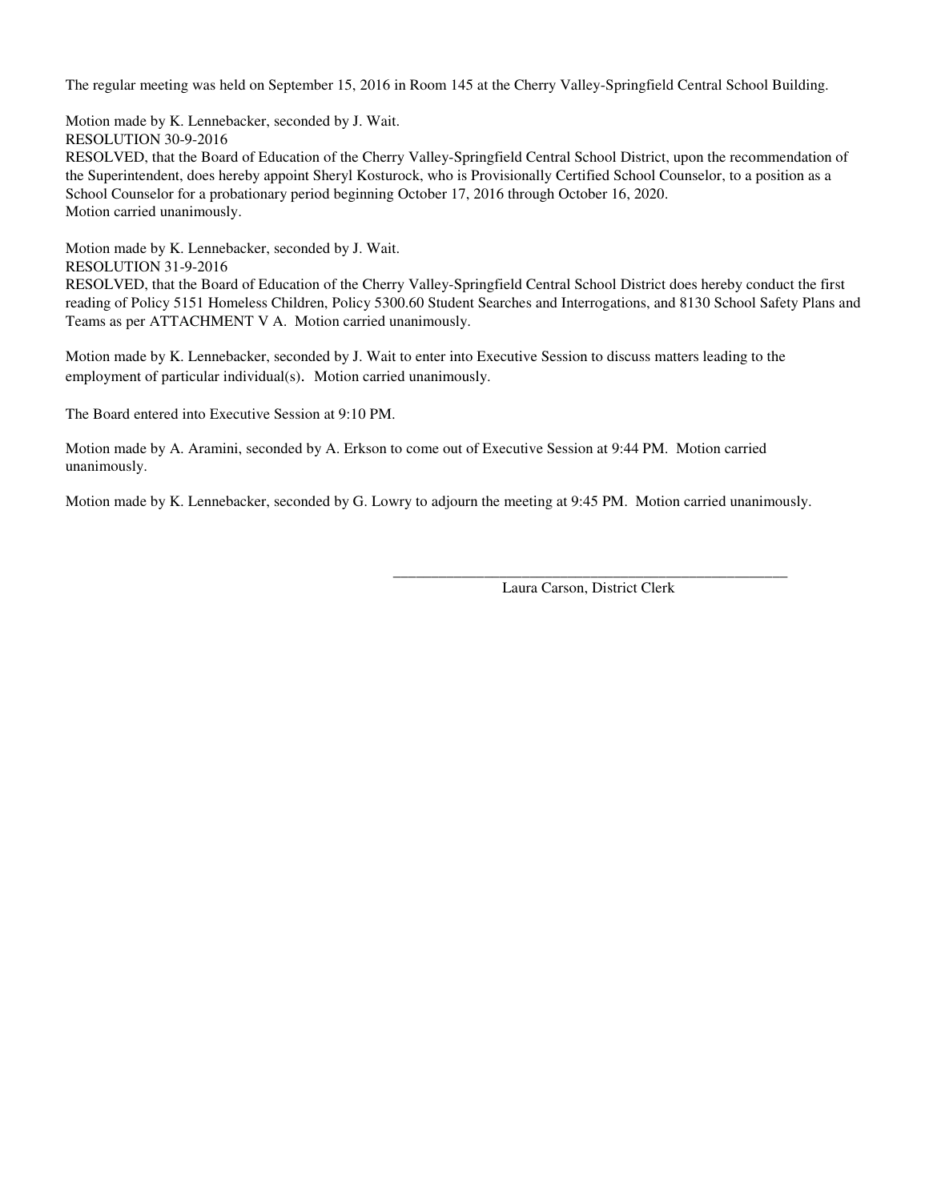The regular meeting was held on September 15, 2016 in Room 145 at the Cherry Valley-Springfield Central School Building.

Motion made by K. Lennebacker, seconded by J. Wait.
RESOLUTION 30-9-2016
RESOLVED, that the Board of Education of the Cherry Valley-Springfield Central School District, upon the recommendation of the Superintendent, does hereby appoint Sheryl Kosturock, who is Provisionally Certified School Counselor, to a position as a School Counselor for a probationary period beginning October 17, 2016 through October 16, 2020.
Motion carried unanimously.

Motion made by K. Lennebacker, seconded by J. Wait.
RESOLUTION 31-9-2016
RESOLVED, that the Board of Education of the Cherry Valley-Springfield Central School District does hereby conduct the first reading of Policy 5151 Homeless Children, Policy 5300.60 Student Searches and Interrogations, and 8130 School Safety Plans and Teams as per ATTACHMENT V A. Motion carried unanimously.

Motion made by K. Lennebacker, seconded by J. Wait to enter into Executive Session to discuss matters leading to the employment of particular individual(s). Motion carried unanimously.

The Board entered into Executive Session at 9:10 PM.

Motion made by A. Aramini, seconded by A. Erkson to come out of Executive Session at 9:44 PM. Motion carried unanimously.

Motion made by K. Lennebacker, seconded by G. Lowry to adjourn the meeting at 9:45 PM. Motion carried unanimously.

\_\_\_\_\_\_\_\_\_\_\_\_\_\_\_\_\_\_\_\_\_\_\_\_\_\_\_\_\_\_\_\_\_\_\_\_\_\_\_\_\_\_\_\_\_\_\_\_\_\_\_\_

Laura Carson, District Clerk